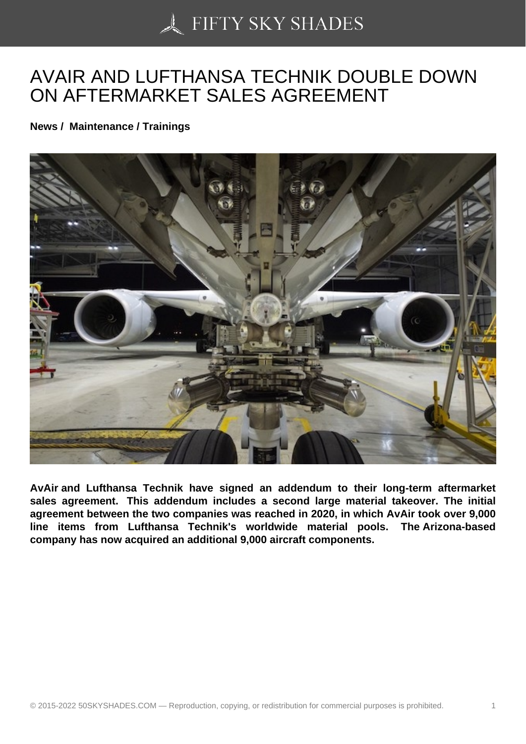# AVAIR AND LUFTHANSA TECHNIK DOUBLE DOWN ON AFTERMARKET SALES AGREEMENT

**News / Maintenance / Trainings**

**AvAir and Lufthansa Technik have signed an addendum to their long-term aftermarket sales agreement. This addendum includes a second large material takeover. The initial agreement between the two companies was reached in 2020, in which AvAir took over 9,000 line items from Lufthansa Technik's worldwide material pools. The Arizona-based company has now acquired an additional 9,000 aircraft components.**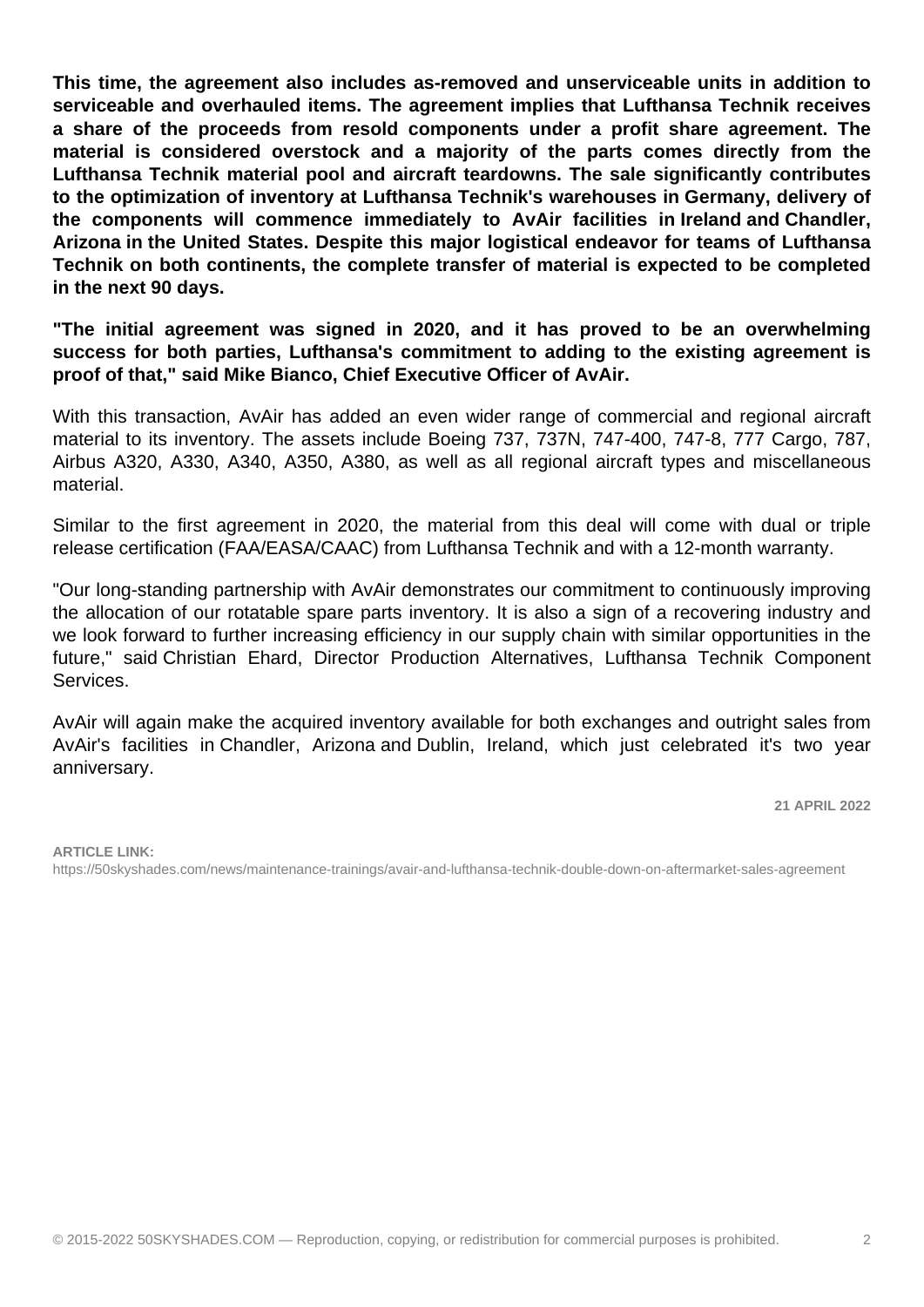**This time, the agreement also includes as-removed and unserviceable units in addition to serviceable and overhauled items. The agreement implies that Lufthansa Technik receives a share of the proceeds from resold components under a profit share agreement. The material is considered overstock and a majority of the parts comes directly from the Lufthansa Technik material pool and aircraft teardowns. The sale significantly contributes to the optimization of inventory at Lufthansa Technik's warehouses in Germany, delivery of the components will commence immediately to AvAir facilities in Ireland and Chandler, Arizona in the United States. Despite this major logistical endeavor for teams of Lufthansa Technik on both continents, the complete transfer of material is expected to be completed in the next 90 days.**

**"The initial agreement was signed in 2020, and it has proved to be an overwhelming success for both parties, Lufthansa's commitment to adding to the existing agreement is proof of that," said Mike Bianco, Chief Executive Officer of AvAir.**

With this transaction, AvAir has added an even wider range of commercial and regional aircraft material to its inventory. The assets include Boeing 737, 737N, 747-400, 747-8, 777 Cargo, 787, Airbus A320, A330, A340, A350, A380, as well as all regional aircraft types and miscellaneous material.

Similar to the first agreement in 2020, the material from this deal will come with dual or triple release certification (FAA/EASA/CAAC) from Lufthansa Technik and with a 12-month warranty.

"Our long-standing partnership with AvAir demonstrates our commitment to continuously improving the allocation of our rotatable spare parts inventory. It is also a sign of a recovering industry and we look forward to further increasing efficiency in our supply chain with similar opportunities in the future," said Christian Ehard, Director Production Alternatives, Lufthansa Technik Component Services.

AvAir will again make the acquired inventory available for both exchanges and outright sales from AvAir's facilities in Chandler, Arizona and Dublin, Ireland, which just celebrated it's two year anniversary.

**21 APRIL 2022**

**ARTICLE LINK:**
https://50skyshades.com/news/maintenance-trainings/avair-and-lufthansa-technik-double-down-on-aftermarket-sales-agreement